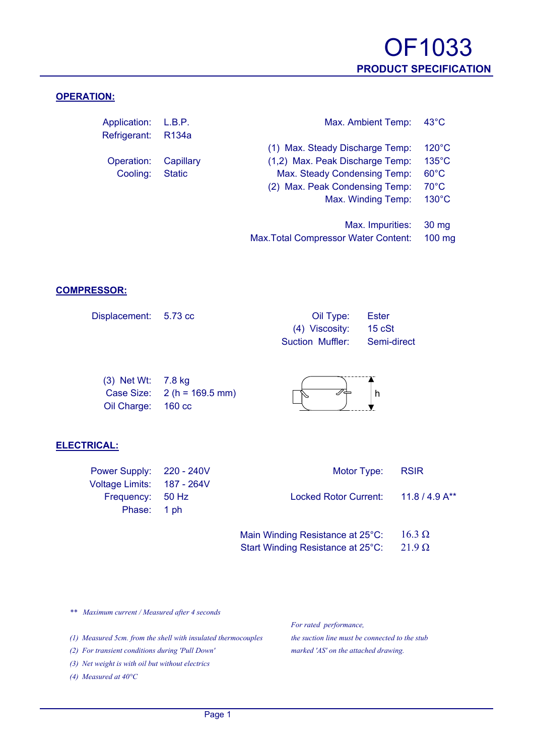# OF1033

## PRODUCT SPECIFICATION

### OPERATION:

| | |
|---|---|
| Application: | L.B.P. |
| Refrigerant: | R134a |
| Operation: | Capillary |
| Cooling: | Static |

| | |
|---|---|
| Max. Ambient Temp: | 43°C |
| (1) Max. Steady Discharge Temp: | 120°C |
| (1,2) Max. Peak Discharge Temp: | 135°C |
| Max. Steady Condensing Temp: | 60°C |
| (2) Max. Peak Condensing Temp: | 70°C |
| Max. Winding Temp: | 130°C |
| Max. Impurities: | 30 mg |
| Max.Total Compressor Water Content: | 100 mg |

### COMPRESSOR:

| | |
|---|---|
| Displacement: | 5.73 cc |
| (3) Net Wt: | 7.8 kg |
| Case Size: | 2 (h = 169.5 mm) |
| Oil Charge: | 160 cc |

| | |
|---|---|
| Oil Type: | Ester |
| (4) Viscosity: | 15 cSt |
| Suction Muffler: | Semi-direct |

h

### ELECTRICAL:

| | |
|---|---|
| Power Supply: | 220 - 240V |
| Voltage Limits: | 187 - 264V |
| Frequency: | 50 Hz |
| Phase: | 1 ph |

| | |
|---|---|
| Motor Type: | RSIR |
| Locked Rotor Current: | 11.8 / 4.9 A** |
| Main Winding Resistance at 25°C: | 16.3 Ω |
| Start Winding Resistance at 25°C: | 21.9 Ω |

*\*\* Maximum current / Measured after 4 seconds*

*(1) Measured 5cm. from the shell with insulated thermocouples*

*(2) For transient conditions during 'Pull Down'*

*(3) Net weight is with oil but without electrics*

*(4) Measured at 40°C*

*For rated performance, the suction line must be connected to the stub marked 'AS' on the attached drawing.*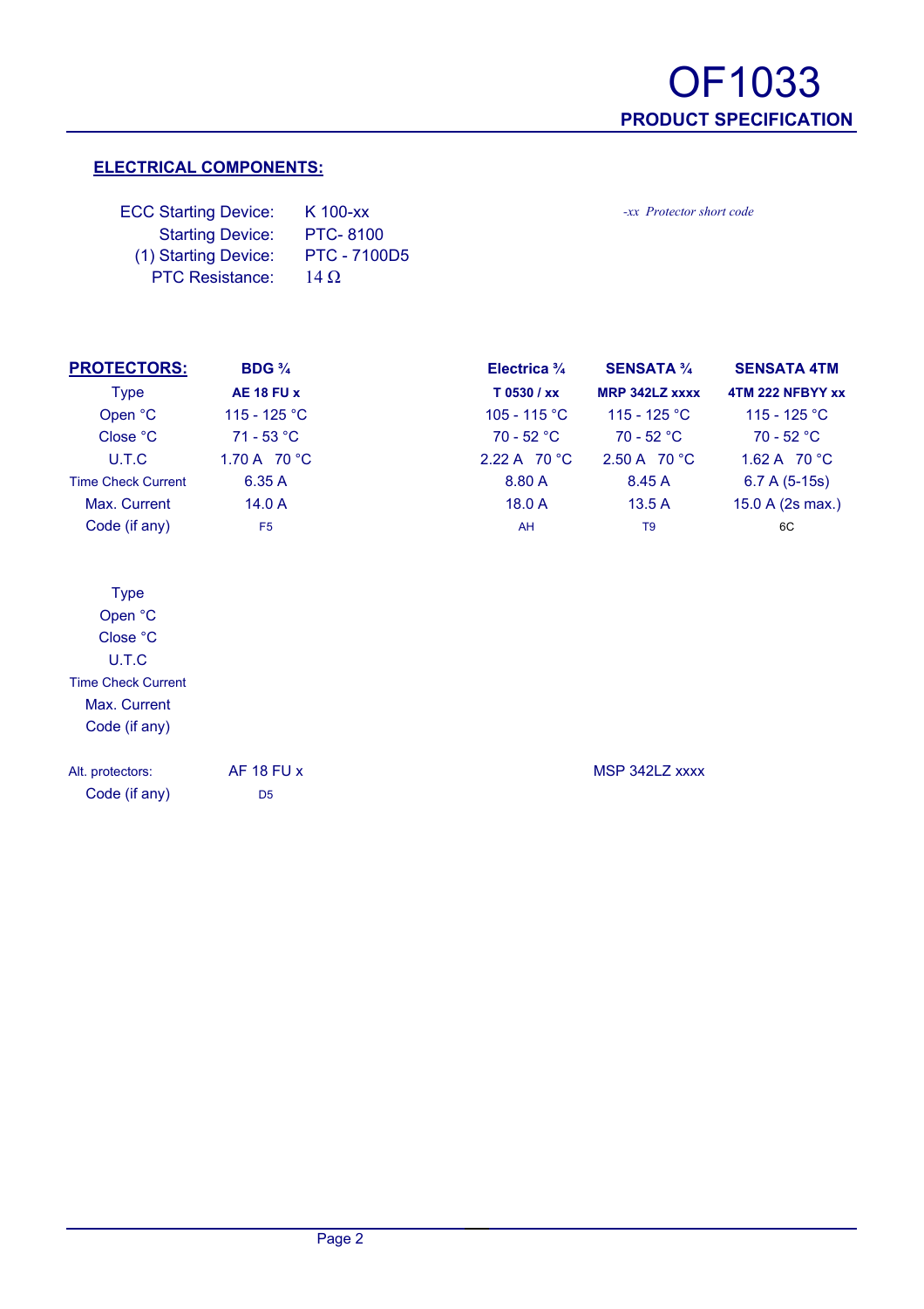# OF1033

## PRODUCT SPECIFICATION

### ELECTRICAL COMPONENTS:

| | | |
|---|---|---|
| ECC Starting Device: | K 100-xx | *-xx Protector short code* |
| Starting Device: | PTC- 8100 | |
| (1) Starting Device: | PTC - 7100D5 | |
| PTC Resistance: | 14 Ω | |

| **PROTECTORS:** | **BDG ¾** | | **Electrica ¾** | **SENSATA ¾** | **SENSATA 4TM** |
|---|---|---|---|---|---|
| Type | **AE 18 FU x** | | **T 0530 / xx** | **MRP 342LZ xxxx** | **4TM 222 NFBYY xx** |
| Open °C | 115 - 125 °C | | 105 - 115 °C | 115 - 125 °C | 115 - 125 °C |
| Close °C | 71 - 53 °C | | 70 - 52 °C | 70 - 52 °C | 70 - 52 °C |
| U.T.C | 1.70 A 70 °C | | 2.22 A 70 °C | 2.50 A 70 °C | 1.62 A 70 °C |
| Time Check Current | 6.35 A | | 8.80 A | 8.45 A | 6.7 A (5-15s) |
| Max. Current | 14.0 A | | 18.0 A | 13.5 A | 15.0 A (2s max.) |
| Code (if any) | F5 | | AH | T9 | 6C |
| | | | | | |
| Type | | | | | |
| Open °C | | | | | |
| Close °C | | | | | |
| U.T.C | | | | | |
| Time Check Current | | | | | |
| Max. Current | | | | | |
| Code (if any) | | | | | |
| | | | | | |
| Alt. protectors: | AF 18 FU x | | | MSP 342LZ xxxx | |
| Code (if any) | D5 | | | | |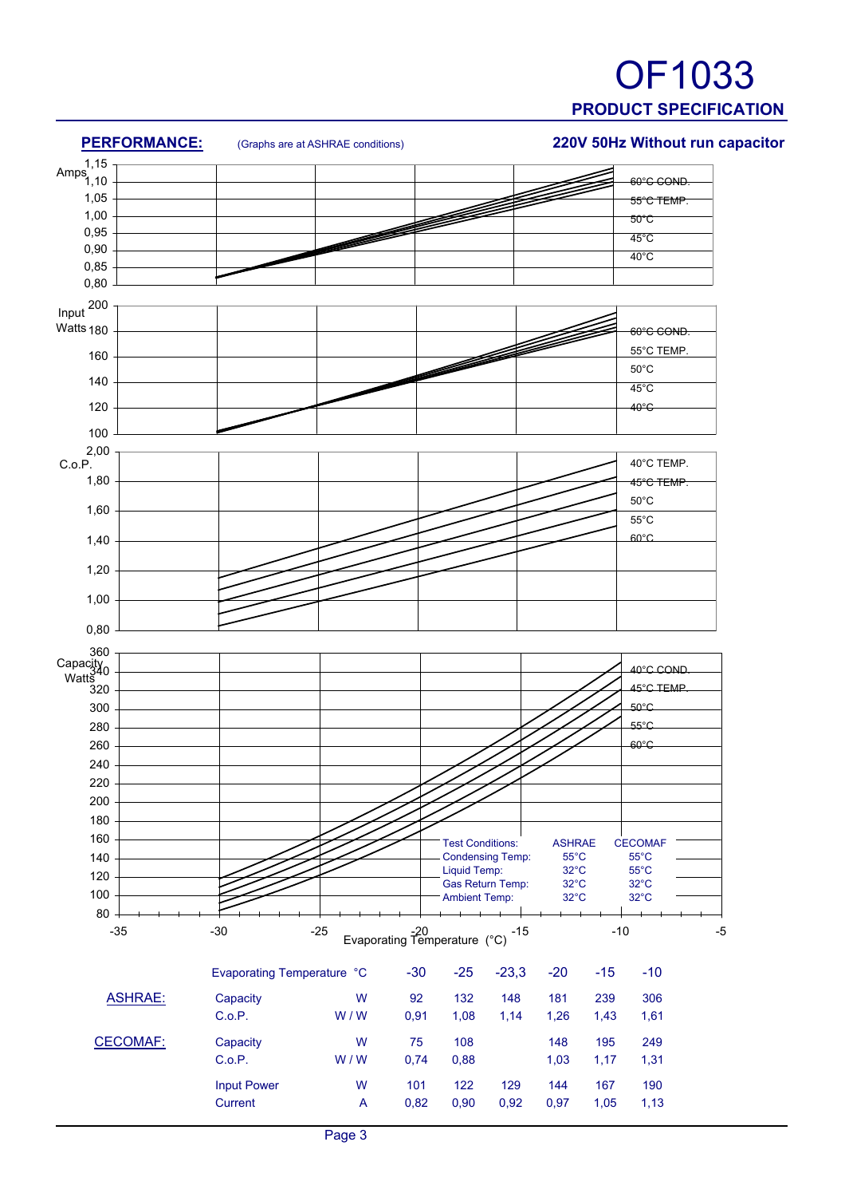# OF1033

## PRODUCT SPECIFICATION

**PERFORMANCE:** (Graphs are at ASHRAE conditions) **220V 50Hz Without run capacitor**

| Test Conditions: | ASHRAE | CECOMAF |
|---|---|---|
| Condensing Temp: | 55°C | 55°C |
| Liquid Temp: | 32°C | 55°C |
| Gas Return Temp: | 32°C | 32°C |
| Ambient Temp: | 32°C | 32°C |

| | Evaporating Temperature °C | | -30 | -25 | -23,3 | -20 | -15 | -10 |
|---|---|---|---|---|---|---|---|---|
| ASHRAE: | Capacity | W | 92 | 132 | 148 | 181 | 239 | 306 |
| | C.o.P. | W / W | 0,91 | 1,08 | 1,14 | 1,26 | 1,43 | 1,61 |
| CECOMAF: | Capacity | W | 75 | 108 | | 148 | 195 | 249 |
| | C.o.P. | W / W | 0,74 | 0,88 | | 1,03 | 1,17 | 1,31 |
| | Input Power | W | 101 | 122 | 129 | 144 | 167 | 190 |
| | Current | A | 0,82 | 0,90 | 0,92 | 0,97 | 1,05 | 1,13 |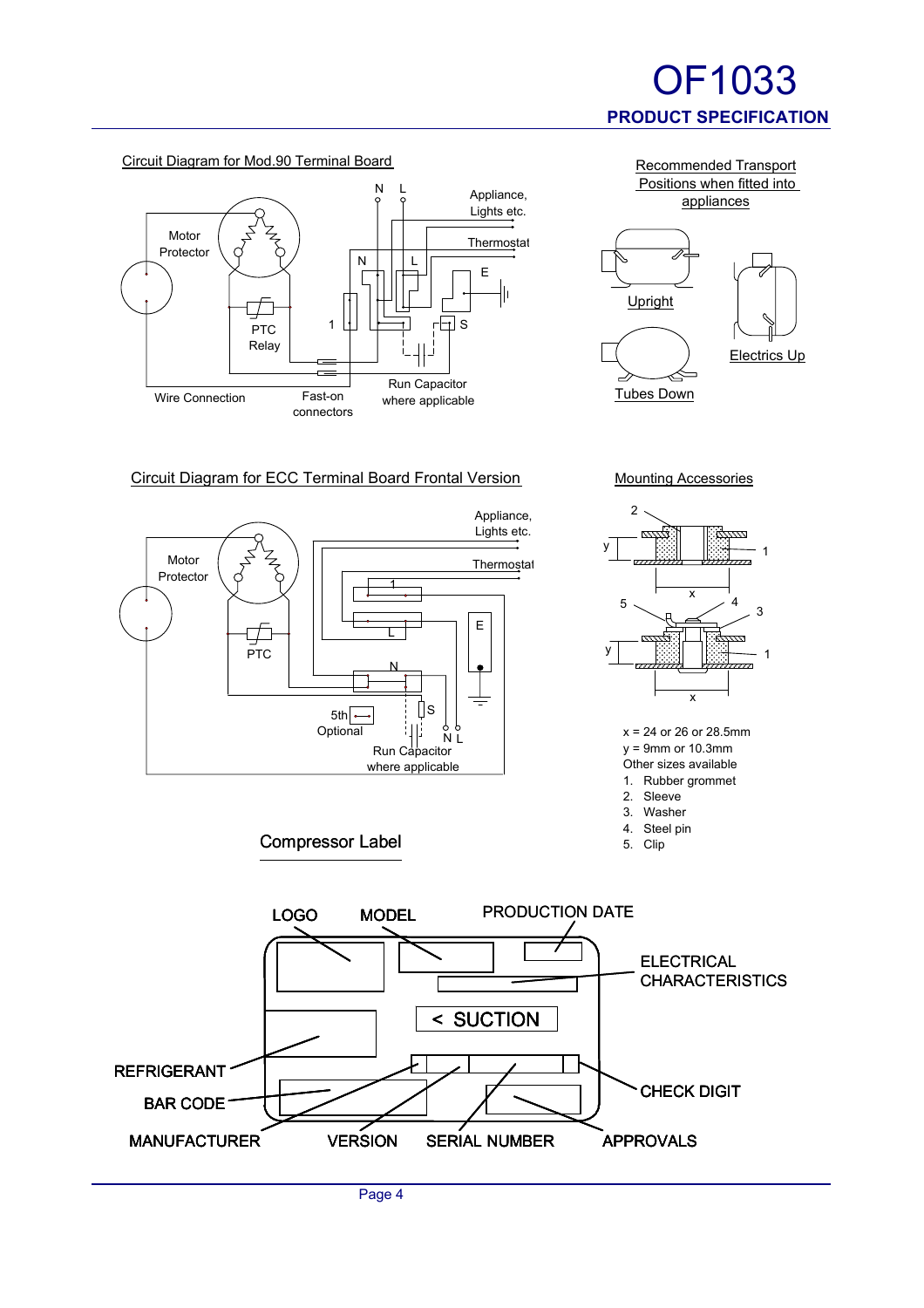# OF1033

## PRODUCT SPECIFICATION

### Circuit Diagram for Mod.90 Terminal Board

N L

Appliance, Lights etc.

Thermostat

Motor Protector

N L E

1 S

PTC Relay

Wire Connection

Fast-on connectors

Run Capacitor where applicable

### Recommended Transport Positions when fitted into appliances

Upright

Electrics Up

Tubes Down

### Circuit Diagram for ECC Terminal Board Frontal Version

Appliance, Lights etc.

Thermostat

Motor Protector

1

L

E

PTC

N

S

5th Optional

N L

Run Capacitor where applicable

### Mounting Accessories

x = 24 or 26 or 28.5mm
y = 9mm or 10.3mm
Other sizes available

1. Rubber grommet
2. Sleeve
3. Washer
4. Steel pin
5. Clip

### Compressor Label

LOGO

MODEL

PRODUCTION DATE

ELECTRICAL CHARACTERISTICS

< SUCTION

REFRIGERANT

BAR CODE

CHECK DIGIT

MANUFACTURER

VERSION

SERIAL NUMBER

APPROVALS